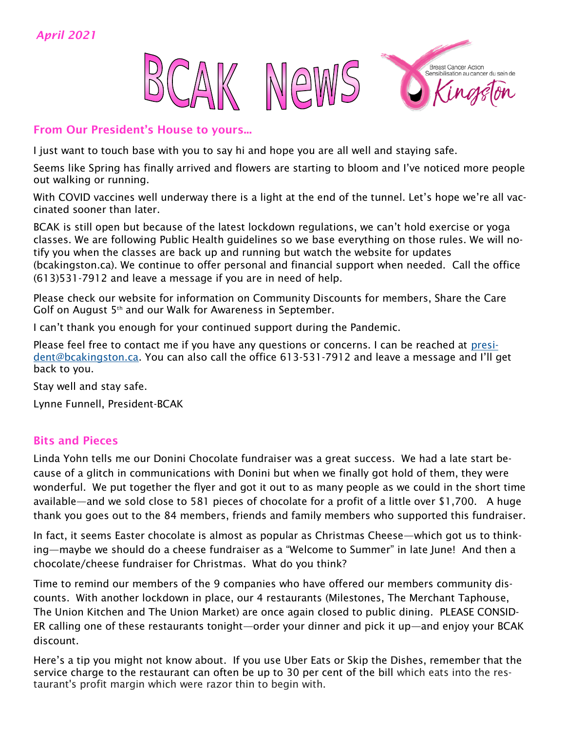*April 2021*

# BCAK News

Breast Cancer Action
Sensibilisation au cancer du sein de
Kingston

## From Our President's House to yours...

I just want to touch base with you to say hi and hope you are all well and staying safe.

Seems like Spring has finally arrived and flowers are starting to bloom and I've noticed more people out walking or running.

With COVID vaccines well underway there is a light at the end of the tunnel. Let's hope we're all vaccinated sooner than later.

BCAK is still open but because of the latest lockdown regulations, we can't hold exercise or yoga classes. We are following Public Health guidelines so we base everything on those rules. We will notify you when the classes are back up and running but watch the website for updates (bcakingston.ca). We continue to offer personal and financial support when needed. Call the office (613)531-7912 and leave a message if you are in need of help.

Please check our website for information on Community Discounts for members, Share the Care Golf on August 5th and our Walk for Awareness in September.

I can't thank you enough for your continued support during the Pandemic.

Please feel free to contact me if you have any questions or concerns. I can be reached at president@bcakingston.ca. You can also call the office 613-531-7912 and leave a message and I'll get back to you.

Stay well and stay safe.

Lynne Funnell, President-BCAK

## Bits and Pieces

Linda Yohn tells me our Donini Chocolate fundraiser was a great success. We had a late start because of a glitch in communications with Donini but when we finally got hold of them, they were wonderful. We put together the flyer and got it out to as many people as we could in the short time available—and we sold close to 581 pieces of chocolate for a profit of a little over $1,700. A huge thank you goes out to the 84 members, friends and family members who supported this fundraiser.

In fact, it seems Easter chocolate is almost as popular as Christmas Cheese—which got us to thinking—maybe we should do a cheese fundraiser as a "Welcome to Summer" in late June! And then a chocolate/cheese fundraiser for Christmas. What do you think?

Time to remind our members of the 9 companies who have offered our members community discounts. With another lockdown in place, our 4 restaurants (Milestones, The Merchant Taphouse, The Union Kitchen and The Union Market) are once again closed to public dining. PLEASE CONSIDER calling one of these restaurants tonight—order your dinner and pick it up—and enjoy your BCAK discount.

Here's a tip you might not know about. If you use Uber Eats or Skip the Dishes, remember that the service charge to the restaurant can often be up to 30 per cent of the bill which eats into the restaurant's profit margin which were razor thin to begin with.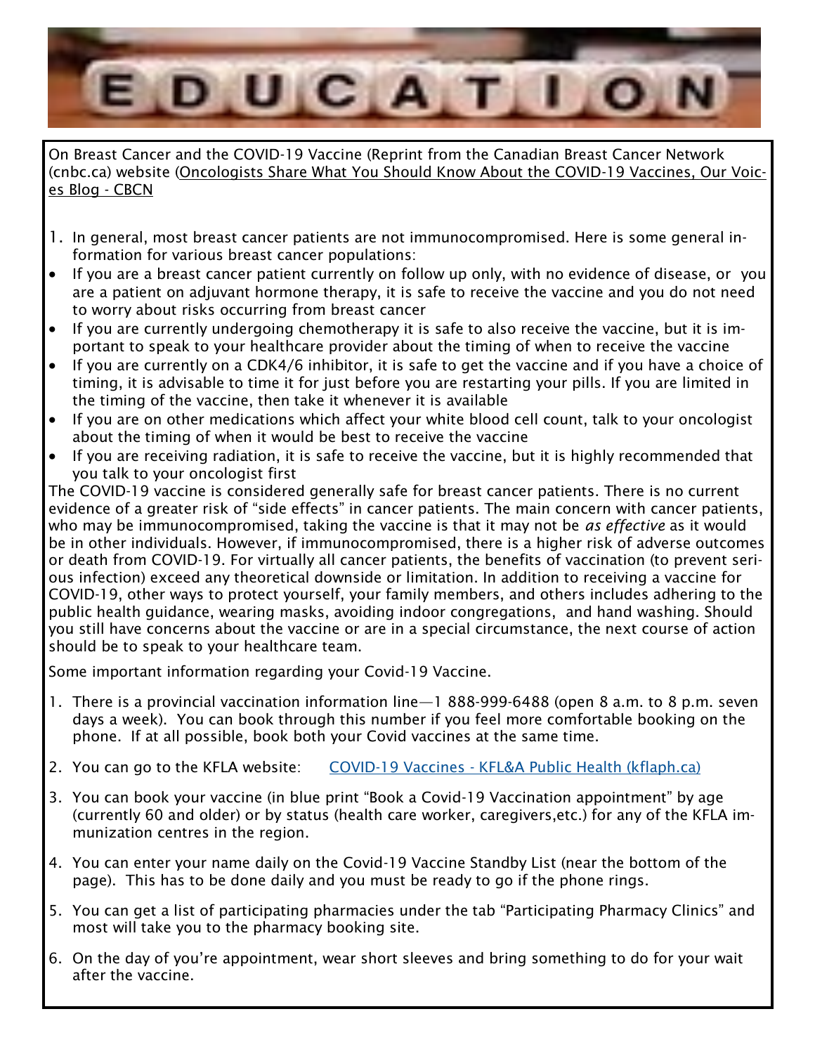# EDUCATION

On Breast Cancer and the COVID-19 Vaccine (Reprint from the Canadian Breast Cancer Network (cnbc.ca) website (Oncologists Share What You Should Know About the COVID-19 Vaccines, Our Voices Blog - CBCN

1. In general, most breast cancer patients are not immunocompromised. Here is some general information for various breast cancer populations:

- If you are a breast cancer patient currently on follow up only, with no evidence of disease, or you are a patient on adjuvant hormone therapy, it is safe to receive the vaccine and you do not need to worry about risks occurring from breast cancer
- If you are currently undergoing chemotherapy it is safe to also receive the vaccine, but it is important to speak to your healthcare provider about the timing of when to receive the vaccine
- If you are currently on a CDK4/6 inhibitor, it is safe to get the vaccine and if you have a choice of timing, it is advisable to time it for just before you are restarting your pills. If you are limited in the timing of the vaccine, then take it whenever it is available
- If you are on other medications which affect your white blood cell count, talk to your oncologist about the timing of when it would be best to receive the vaccine
- If you are receiving radiation, it is safe to receive the vaccine, but it is highly recommended that you talk to your oncologist first

The COVID-19 vaccine is considered generally safe for breast cancer patients. There is no current evidence of a greater risk of "side effects" in cancer patients. The main concern with cancer patients, who may be immunocompromised, taking the vaccine is that it may not be *as effective* as it would be in other individuals. However, if immunocompromised, there is a higher risk of adverse outcomes or death from COVID-19. For virtually all cancer patients, the benefits of vaccination (to prevent serious infection) exceed any theoretical downside or limitation. In addition to receiving a vaccine for COVID-19, other ways to protect yourself, your family members, and others includes adhering to the public health guidance, wearing masks, avoiding indoor congregations, and hand washing. Should you still have concerns about the vaccine or are in a special circumstance, the next course of action should be to speak to your healthcare team.

Some important information regarding your Covid-19 Vaccine.

1. There is a provincial vaccination information line—1 888-999-6488 (open 8 a.m. to 8 p.m. seven days a week). You can book through this number if you feel more comfortable booking on the phone. If at all possible, book both your Covid vaccines at the same time.
2. You can go to the KFLA website: COVID-19 Vaccines - KFL&A Public Health (kflaph.ca)
3. You can book your vaccine (in blue print "Book a Covid-19 Vaccination appointment" by age (currently 60 and older) or by status (health care worker, caregivers,etc.) for any of the KFLA immunization centres in the region.
4. You can enter your name daily on the Covid-19 Vaccine Standby List (near the bottom of the page). This has to be done daily and you must be ready to go if the phone rings.
5. You can get a list of participating pharmacies under the tab "Participating Pharmacy Clinics" and most will take you to the pharmacy booking site.
6. On the day of you're appointment, wear short sleeves and bring something to do for your wait after the vaccine.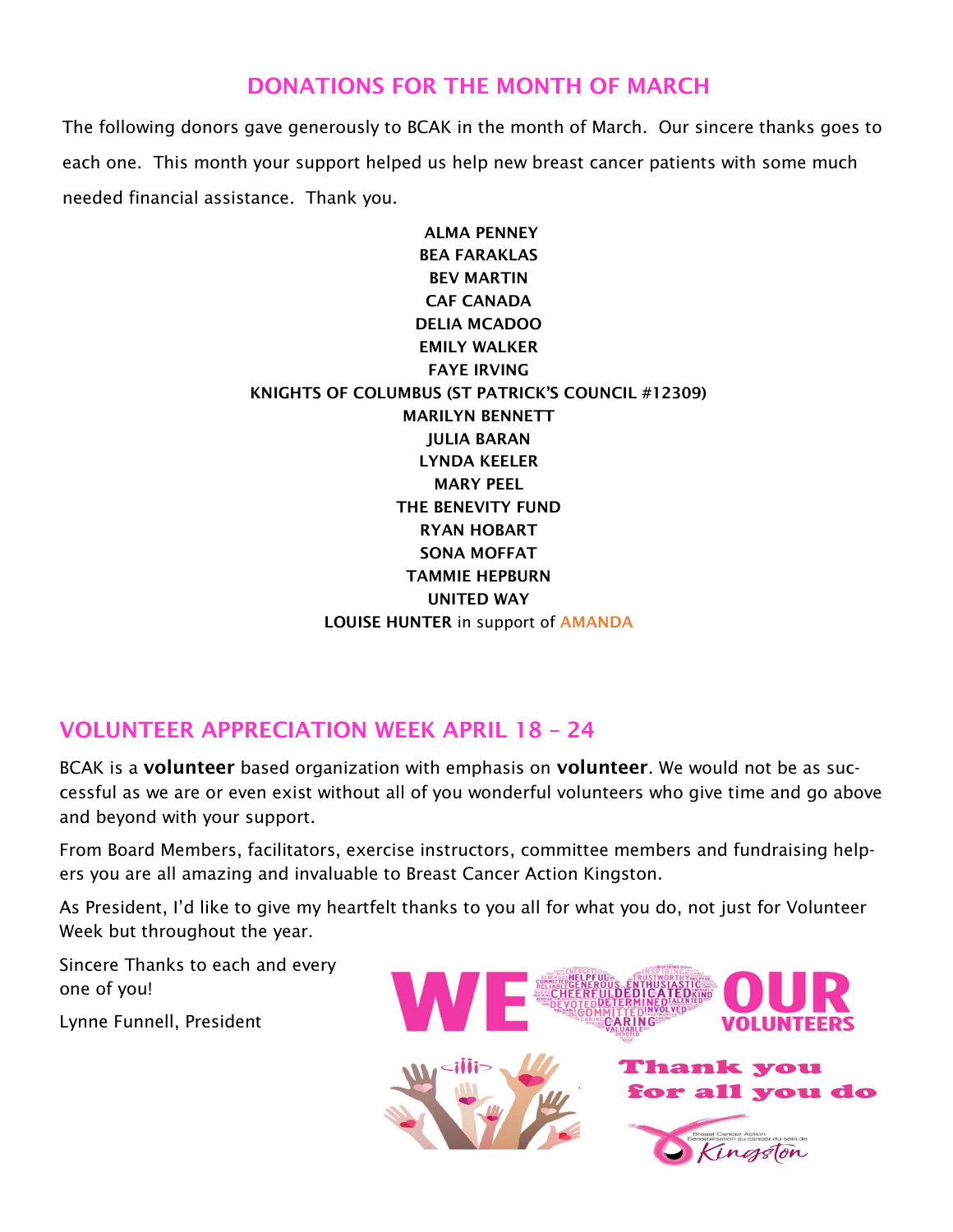## DONATIONS FOR THE MONTH OF MARCH

The following donors gave generously to BCAK in the month of March. Our sincere thanks goes to each one. This month your support helped us help new breast cancer patients with some much needed financial assistance. Thank you.

**ALMA PENNEY**
**BEA FARAKLAS**
**BEV MARTIN**
**CAF CANADA**
**DELIA MCADOO**
**EMILY WALKER**
**FAYE IRVING**
**KNIGHTS OF COLUMBUS (ST PATRICK'S COUNCIL #12309)**
**MARILYN BENNETT**
**JULIA BARAN**
**LYNDA KEELER**
**MARY PEEL**
**THE BENEVITY FUND**
**RYAN HOBART**
**SONA MOFFAT**
**TAMMIE HEPBURN**
**UNITED WAY**
**LOUISE HUNTER** in support of **AMANDA**

## VOLUNTEER APPRECIATION WEEK APRIL 18 – 24

BCAK is a **volunteer** based organization with emphasis on **volunteer**. We would not be as successful as we are or even exist without all of you wonderful volunteers who give time and go above and beyond with your support.

From Board Members, facilitators, exercise instructors, committee members and fundraising helpers you are all amazing and invaluable to Breast Cancer Action Kingston.

As President, I'd like to give my heartfelt thanks to you all for what you do, not just for Volunteer Week but throughout the year.

Sincere Thanks to each and every one of you!

Lynne Funnell, President

WE ♥ OUR VOLUNTEERS

Thank you for all you do

Breast Cancer Action Sensibilisation au cancer du sein de Kingston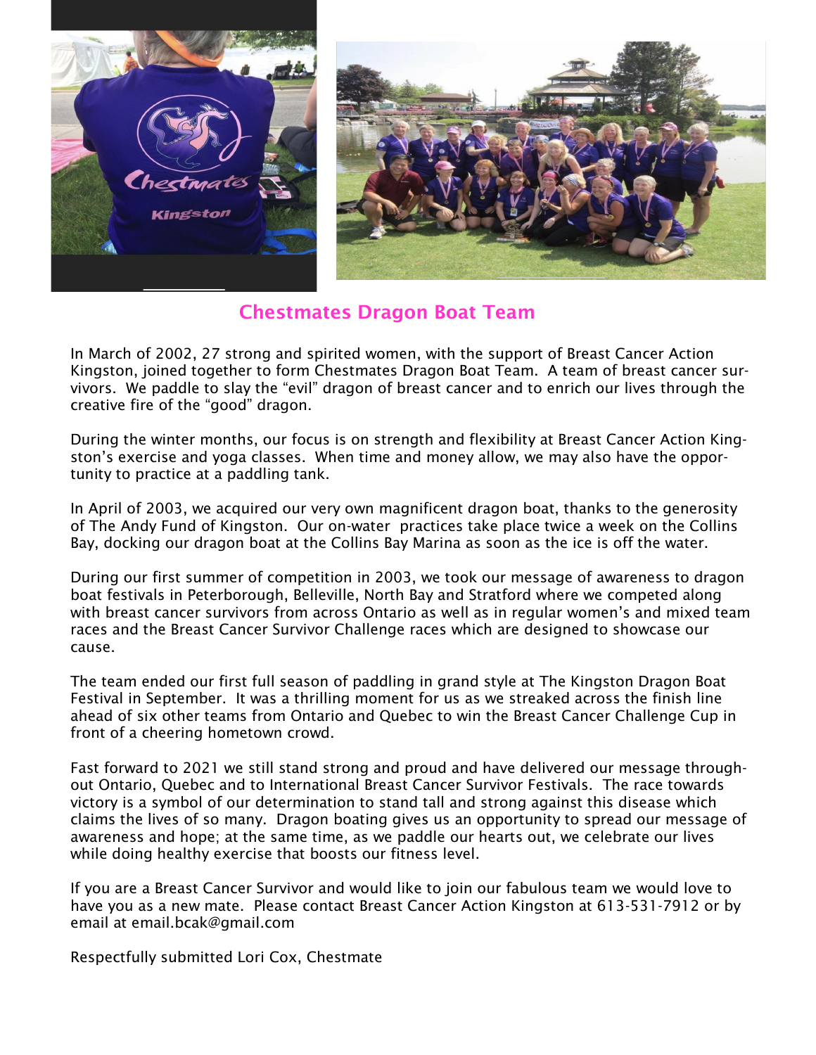## Chestmates Dragon Boat Team

In March of 2002, 27 strong and spirited women, with the support of Breast Cancer Action Kingston, joined together to form Chestmates Dragon Boat Team. A team of breast cancer survivors. We paddle to slay the "evil" dragon of breast cancer and to enrich our lives through the creative fire of the "good" dragon.

During the winter months, our focus is on strength and flexibility at Breast Cancer Action Kingston's exercise and yoga classes. When time and money allow, we may also have the opportunity to practice at a paddling tank.

In April of 2003, we acquired our very own magnificent dragon boat, thanks to the generosity of The Andy Fund of Kingston. Our on-water practices take place twice a week on the Collins Bay, docking our dragon boat at the Collins Bay Marina as soon as the ice is off the water.

During our first summer of competition in 2003, we took our message of awareness to dragon boat festivals in Peterborough, Belleville, North Bay and Stratford where we competed along with breast cancer survivors from across Ontario as well as in regular women's and mixed team races and the Breast Cancer Survivor Challenge races which are designed to showcase our cause.

The team ended our first full season of paddling in grand style at The Kingston Dragon Boat Festival in September. It was a thrilling moment for us as we streaked across the finish line ahead of six other teams from Ontario and Quebec to win the Breast Cancer Challenge Cup in front of a cheering hometown crowd.

Fast forward to 2021 we still stand strong and proud and have delivered our message throughout Ontario, Quebec and to International Breast Cancer Survivor Festivals. The race towards victory is a symbol of our determination to stand tall and strong against this disease which claims the lives of so many. Dragon boating gives us an opportunity to spread our message of awareness and hope; at the same time, as we paddle our hearts out, we celebrate our lives while doing healthy exercise that boosts our fitness level.

If you are a Breast Cancer Survivor and would like to join our fabulous team we would love to have you as a new mate. Please contact Breast Cancer Action Kingston at 613-531-7912 or by email at email.bcak@gmail.com

Respectfully submitted Lori Cox, Chestmate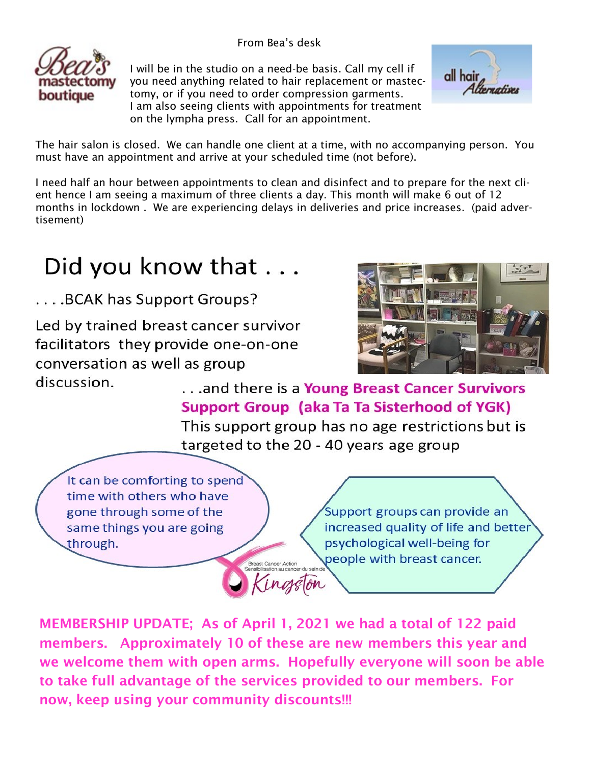From Bea's desk

Bea's mastectomy boutique

I will be in the studio on a need-be basis. Call my cell if you need anything related to hair replacement or mastectomy, or if you need to order compression garments. I am also seeing clients with appointments for treatment on the lympha press. Call for an appointment.

all hair Alternatives

The hair salon is closed. We can handle one client at a time, with no accompanying person. You must have an appointment and arrive at your scheduled time (not before).

I need half an hour between appointments to clean and disinfect and to prepare for the next client hence I am seeing a maximum of three clients a day. This month will make 6 out of 12 months in lockdown . We are experiencing delays in deliveries and price increases. (paid advertisement)

# Did you know that . . .

. . . .BCAK has Support Groups?

Led by trained breast cancer survivor facilitators they provide one-on-one conversation as well as group discussion.

. . .and there is a **Young Breast Cancer Survivors Support Group (aka Ta Ta Sisterhood of YGK)** This support group has no age restrictions but is targeted to the 20 - 40 years age group

It can be comforting to spend time with others who have gone through some of the same things you are going through.

Support groups can provide an increased quality of life and better psychological well-being for people with breast cancer.

Breast Cancer Action Sensibilisation au cancer du sein de Kingston

**MEMBERSHIP UPDATE; As of April 1, 2021 we had a total of 122 paid members. Approximately 10 of these are new members this year and we welcome them with open arms. Hopefully everyone will soon be able to take full advantage of the services provided to our members. For now, keep using your community discounts!!!**